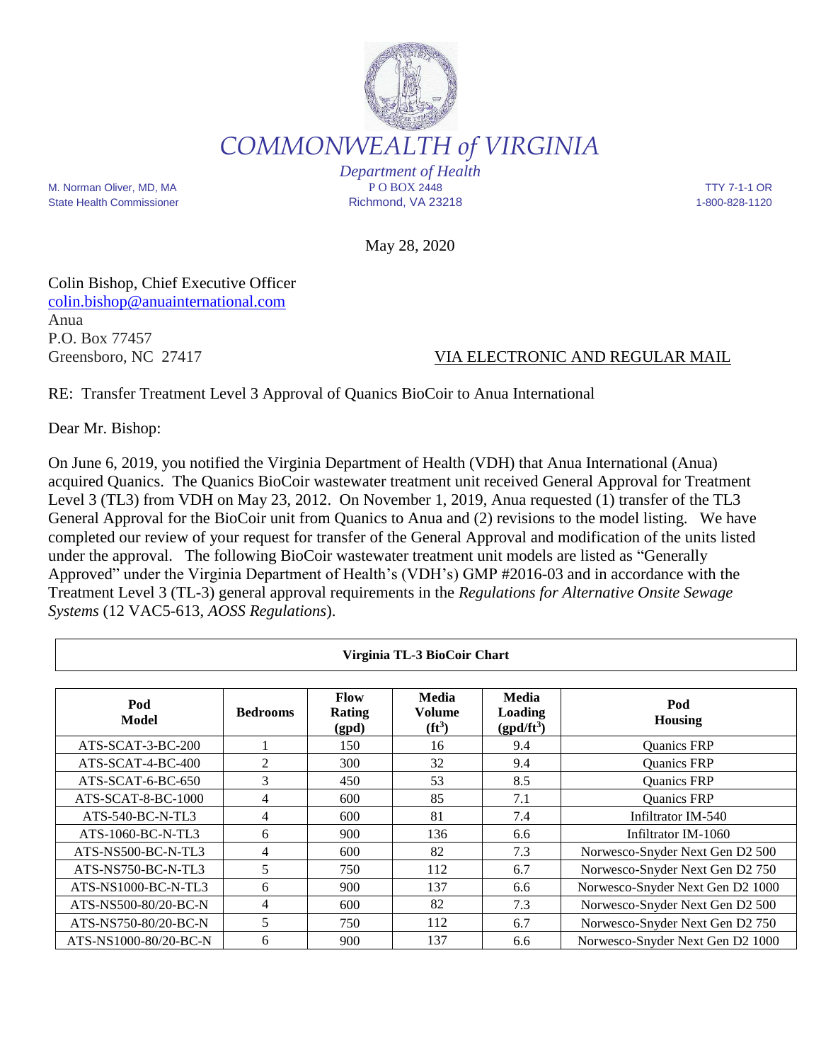# COMMONWEALTH of VIRGINIA

*Department of Health*

M. Norman Oliver, MD, MA
State Health Commissioner

P O BOX 2448
Richmond, VA 23218

TTY 7-1-1 OR
1-800-828-1120

May 28, 2020

Colin Bishop, Chief Executive Officer
colin.bishop@anuainternational.com
Anua
P.O. Box 77457
Greensboro, NC 27417

VIA ELECTRONIC AND REGULAR MAIL

RE: Transfer Treatment Level 3 Approval of Quanics BioCoir to Anua International

Dear Mr. Bishop:

On June 6, 2019, you notified the Virginia Department of Health (VDH) that Anua International (Anua) acquired Quanics. The Quanics BioCoir wastewater treatment unit received General Approval for Treatment Level 3 (TL3) from VDH on May 23, 2012. On November 1, 2019, Anua requested (1) transfer of the TL3 General Approval for the BioCoir unit from Quanics to Anua and (2) revisions to the model listing. We have completed our review of your request for transfer of the General Approval and modification of the units listed under the approval. The following BioCoir wastewater treatment unit models are listed as "Generally Approved" under the Virginia Department of Health's (VDH's) GMP #2016-03 and in accordance with the Treatment Level 3 (TL-3) general approval requirements in the *Regulations for Alternative Onsite Sewage Systems* (12 VAC5-613, *AOSS Regulations*).

**Virginia TL-3 BioCoir Chart**

| Pod Model | Bedrooms | Flow Rating (gpd) | Media Volume ($ft^3$) | Media Loading ($gpd/ft^3$) | Pod Housing |
|---|---|---|---|---|---|
| ATS-SCAT-3-BC-200 | 1 | 150 | 16 | 9.4 | Quanics FRP |
| ATS-SCAT-4-BC-400 | 2 | 300 | 32 | 9.4 | Quanics FRP |
| ATS-SCAT-6-BC-650 | 3 | 450 | 53 | 8.5 | Quanics FRP |
| ATS-SCAT-8-BC-1000 | 4 | 600 | 85 | 7.1 | Quanics FRP |
| ATS-540-BC-N-TL3 | 4 | 600 | 81 | 7.4 | Infiltrator IM-540 |
| ATS-1060-BC-N-TL3 | 6 | 900 | 136 | 6.6 | Infiltrator IM-1060 |
| ATS-NS500-BC-N-TL3 | 4 | 600 | 82 | 7.3 | Norwesco-Snyder Next Gen D2 500 |
| ATS-NS750-BC-N-TL3 | 5 | 750 | 112 | 6.7 | Norwesco-Snyder Next Gen D2 750 |
| ATS-NS1000-BC-N-TL3 | 6 | 900 | 137 | 6.6 | Norwesco-Snyder Next Gen D2 1000 |
| ATS-NS500-80/20-BC-N | 4 | 600 | 82 | 7.3 | Norwesco-Snyder Next Gen D2 500 |
| ATS-NS750-80/20-BC-N | 5 | 750 | 112 | 6.7 | Norwesco-Snyder Next Gen D2 750 |
| ATS-NS1000-80/20-BC-N | 6 | 900 | 137 | 6.6 | Norwesco-Snyder Next Gen D2 1000 |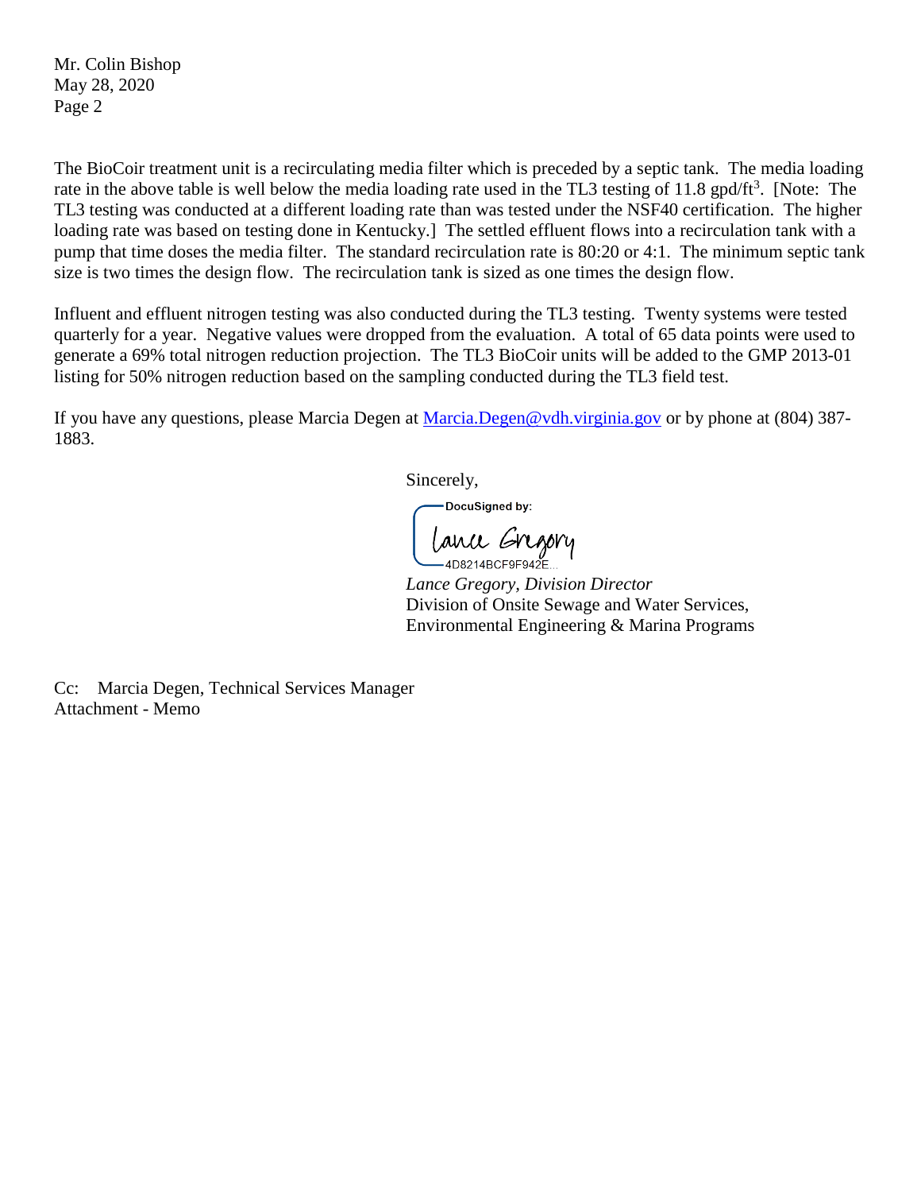The BioCoir treatment unit is a recirculating media filter which is preceded by a septic tank. The media loading rate in the above table is well below the media loading rate used in the TL3 testing of 11.8 gpd/$ft^3$. [Note: The TL3 testing was conducted at a different loading rate than was tested under the NSF40 certification. The higher loading rate was based on testing done in Kentucky.] The settled effluent flows into a recirculation tank with a pump that time doses the media filter. The standard recirculation rate is 80:20 or 4:1. The minimum septic tank size is two times the design flow. The recirculation tank is sized as one times the design flow.

Influent and effluent nitrogen testing was also conducted during the TL3 testing. Twenty systems were tested quarterly for a year. Negative values were dropped from the evaluation. A total of 65 data points were used to generate a 69% total nitrogen reduction projection. The TL3 BioCoir units will be added to the GMP 2013-01 listing for 50% nitrogen reduction based on the sampling conducted during the TL3 field test.

If you have any questions, please Marcia Degen at [Marcia.Degen@vdh.virginia.gov](mailto:Marcia.Degen@vdh.virginia.gov) or by phone at (804) 387-1883.

Sincerely,

DocuSigned by:
Lance Gregory
4D8214BCF9F942E...

*Lance Gregory, Division Director*
Division of Onsite Sewage and Water Services,
Environmental Engineering & Marina Programs

Cc: Marcia Degen, Technical Services Manager
Attachment - Memo